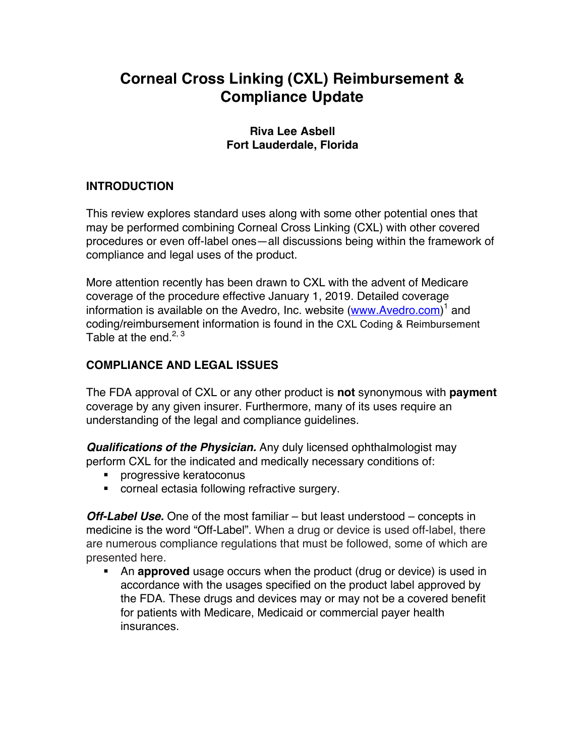# Corneal Cross Linking (CXL) Reimbursement & Compliance Update

**Riva Lee Asbell**
**Fort Lauderdale, Florida**

## INTRODUCTION

This review explores standard uses along with some other potential ones that may be performed combining Corneal Cross Linking (CXL) with other covered procedures or even off-label ones—all discussions being within the framework of compliance and legal uses of the product.

More attention recently has been drawn to CXL with the advent of Medicare coverage of the procedure effective January 1, 2019. Detailed coverage information is available on the Avedro, Inc. website ([www.Avedro.com](http://www.Avedro.com))[1] and coding/reimbursement information is found in the CXL Coding & Reimbursement Table at the end.[2, 3]

## COMPLIANCE AND LEGAL ISSUES

The FDA approval of CXL or any other product is **not** synonymous with **payment** coverage by any given insurer. Furthermore, many of its uses require an understanding of the legal and compliance guidelines.

***Qualifications of the Physician.*** Any duly licensed ophthalmologist may perform CXL for the indicated and medically necessary conditions of:

- progressive keratoconus
- corneal ectasia following refractive surgery.

***Off-Label Use.*** One of the most familiar – but least understood – concepts in medicine is the word "Off-Label". When a drug or device is used off-label, there are numerous compliance regulations that must be followed, some of which are presented here.

- An **approved** usage occurs when the product (drug or device) is used in accordance with the usages specified on the product label approved by the FDA. These drugs and devices may or may not be a covered benefit for patients with Medicare, Medicaid or commercial payer health insurances.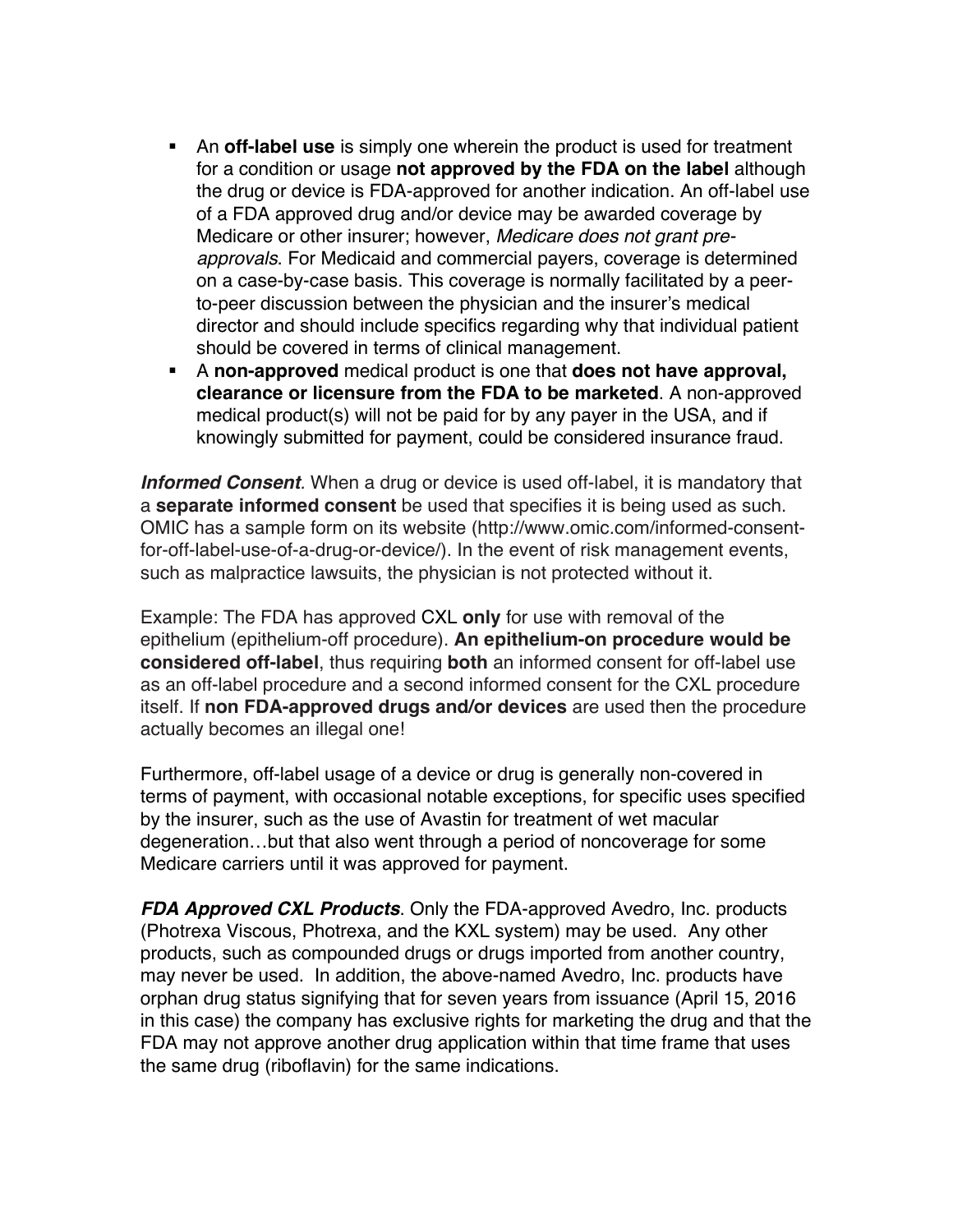- An **off-label use** is simply one wherein the product is used for treatment for a condition or usage **not approved by the FDA on the label** although the drug or device is FDA-approved for another indication. An off-label use of a FDA approved drug and/or device may be awarded coverage by Medicare or other insurer; however, *Medicare does not grant pre-approvals*. For Medicaid and commercial payers, coverage is determined on a case-by-case basis. This coverage is normally facilitated by a peer-to-peer discussion between the physician and the insurer's medical director and should include specifics regarding why that individual patient should be covered in terms of clinical management.
- A **non-approved** medical product is one that **does not have approval, clearance or licensure from the FDA to be marketed**. A non-approved medical product(s) will not be paid for by any payer in the USA, and if knowingly submitted for payment, could be considered insurance fraud.

***Informed Consent***. When a drug or device is used off-label, it is mandatory that a **separate informed consent** be used that specifies it is being used as such. OMIC has a sample form on its website (http://www.omic.com/informed-consent-for-off-label-use-of-a-drug-or-device/). In the event of risk management events, such as malpractice lawsuits, the physician is not protected without it.

Example: The FDA has approved CXL **only** for use with removal of the epithelium (epithelium-off procedure). **An epithelium-on procedure would be considered off-label**, thus requiring **both** an informed consent for off-label use as an off-label procedure and a second informed consent for the CXL procedure itself. If **non FDA-approved drugs and/or devices** are used then the procedure actually becomes an illegal one!

Furthermore, off-label usage of a device or drug is generally non-covered in terms of payment, with occasional notable exceptions, for specific uses specified by the insurer, such as the use of Avastin for treatment of wet macular degeneration…but that also went through a period of noncoverage for some Medicare carriers until it was approved for payment.

***FDA Approved CXL Products***. Only the FDA-approved Avedro, Inc. products (Photrexa Viscous, Photrexa, and the KXL system) may be used. Any other products, such as compounded drugs or drugs imported from another country, may never be used. In addition, the above-named Avedro, Inc. products have orphan drug status signifying that for seven years from issuance (April 15, 2016 in this case) the company has exclusive rights for marketing the drug and that the FDA may not approve another drug application within that time frame that uses the same drug (riboflavin) for the same indications.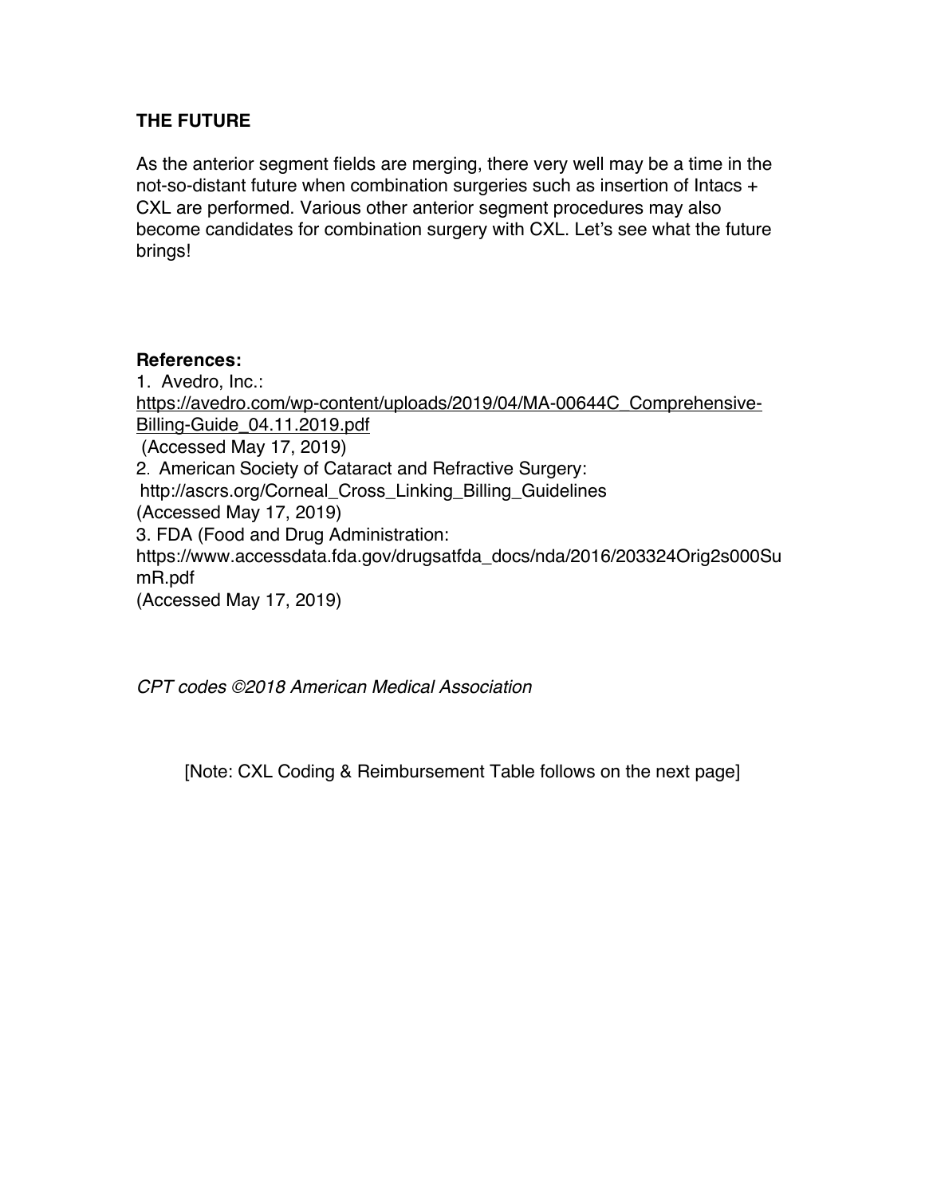## THE FUTURE

As the anterior segment fields are merging, there very well may be a time in the not-so-distant future when combination surgeries such as insertion of Intacs + CXL are performed. Various other anterior segment procedures may also become candidates for combination surgery with CXL. Let's see what the future brings!

**References:**

1. Avedro, Inc.: https://avedro.com/wp-content/uploads/2019/04/MA-00644C_Comprehensive-Billing-Guide_04.11.2019.pdf (Accessed May 17, 2019)
2. American Society of Cataract and Refractive Surgery: http://ascrs.org/Corneal_Cross_Linking_Billing_Guidelines (Accessed May 17, 2019)
3. FDA (Food and Drug Administration: https://www.accessdata.fda.gov/drugsatfda_docs/nda/2016/203324Orig2s000SumR.pdf (Accessed May 17, 2019)

*CPT codes ©2018 American Medical Association*

[Note: CXL Coding & Reimbursement Table follows on the next page]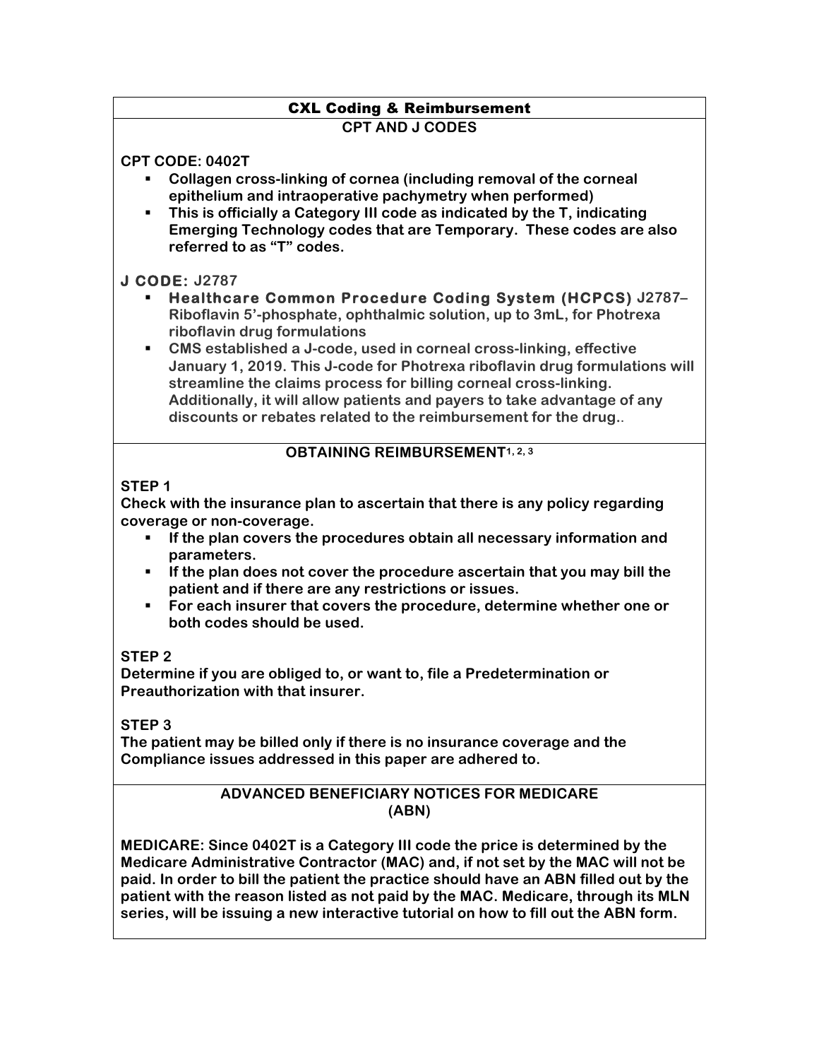## CXL Coding & Reimbursement

### CPT AND J CODES

**CPT CODE: 0402T**

- **Collagen cross-linking of cornea (including removal of the corneal epithelium and intraoperative pachymetry when performed)**
- **This is officially a Category III code as indicated by the T, indicating Emerging Technology codes that are Temporary. These codes are also referred to as "T" codes.**

**J CODE: J2787**

- **Healthcare Common Procedure Coding System (HCPCS) J2787– Riboflavin 5'-phosphate, ophthalmic solution, up to 3mL, for Photrexa riboflavin drug formulations**
- **CMS established a J-code, used in corneal cross-linking, effective January 1, 2019. This J-code for Photrexa riboflavin drug formulations will streamline the claims process for billing corneal cross-linking. Additionally, it will allow patients and payers to take advantage of any discounts or rebates related to the reimbursement for the drug..**

### OBTAINING REIMBURSEMENT[1, 2, 3]

**STEP 1**

**Check with the insurance plan to ascertain that there is any policy regarding coverage or non-coverage.**

- **If the plan covers the procedures obtain all necessary information and parameters.**
- **If the plan does not cover the procedure ascertain that you may bill the patient and if there are any restrictions or issues.**
- **For each insurer that covers the procedure, determine whether one or both codes should be used.**

**STEP 2**

**Determine if you are obliged to, or want to, file a Predetermination or Preauthorization with that insurer.**

**STEP 3**

**The patient may be billed only if there is no insurance coverage and the Compliance issues addressed in this paper are adhered to.**

### ADVANCED BENEFICIARY NOTICES FOR MEDICARE (ABN)

**MEDICARE: Since 0402T is a Category III code the price is determined by the Medicare Administrative Contractor (MAC) and, if not set by the MAC will not be paid. In order to bill the patient the practice should have an ABN filled out by the patient with the reason listed as not paid by the MAC. Medicare, through its MLN series, will be issuing a new interactive tutorial on how to fill out the ABN form.**